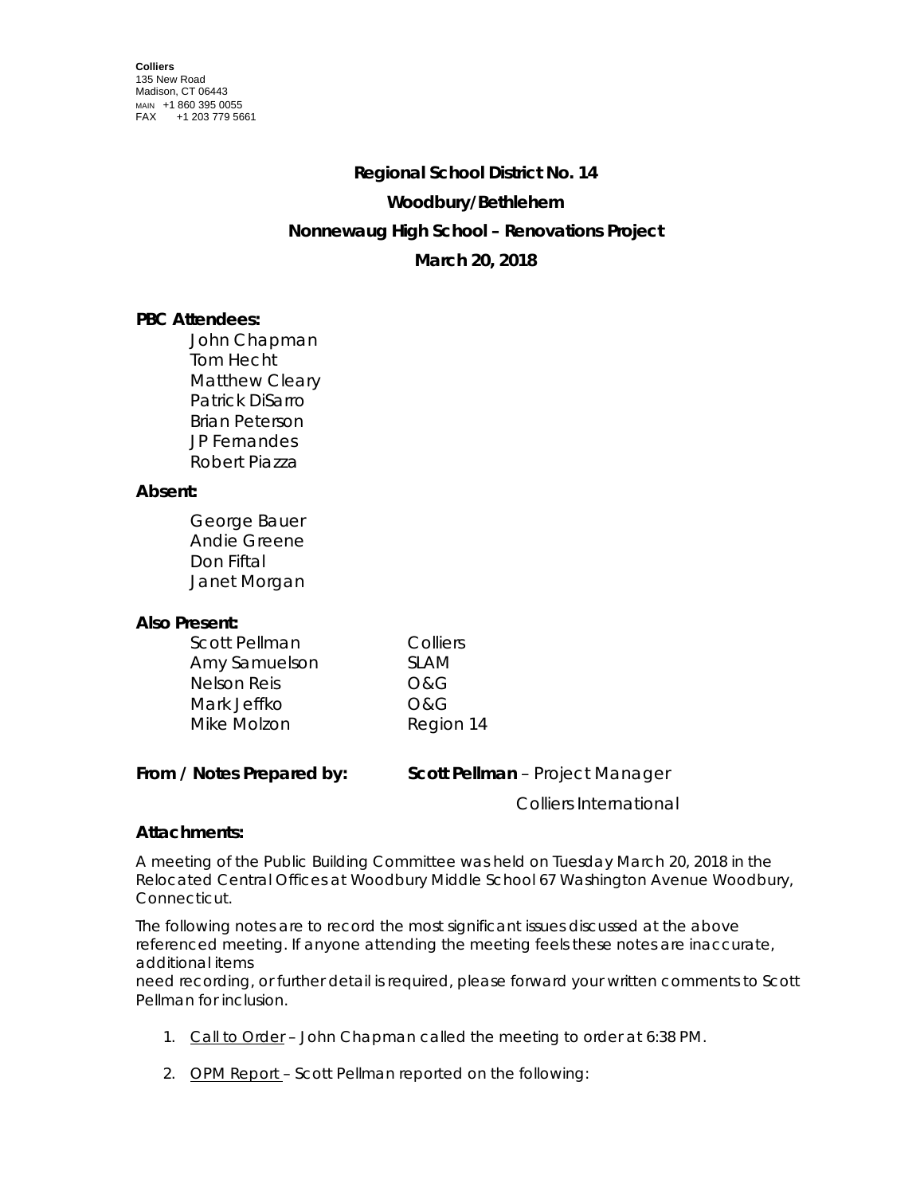**Colliers**
135 New Road
Madison, CT 06443
MAIN +1 860 395 0055
FAX +1 203 779 5661

## Regional School District No. 14

## Woodbury/Bethlehem

## Nonnewaug High School – Renovations Project

## March 20, 2018

### PBC Attendees:

John Chapman
Tom Hecht
Matthew Cleary
Patrick DiSarro
Brian Peterson
JP Fernandes
Robert Piazza

### Absent:

George Bauer
Andie Greene
Don Fiftal
Janet Morgan

### Also Present:

| | |
|---|---|
| Scott Pellman | Colliers |
| Amy Samuelson | SLAM |
| Nelson Reis | O&G |
| Mark Jeffko | O&G |
| Mike Molzon | Region 14 |

**From / Notes Prepared by:** **Scott Pellman** – Project Manager
Colliers International

### Attachments:

A meeting of the Public Building Committee was held on Tuesday March 20, 2018 in the Relocated Central Offices at Woodbury Middle School 67 Washington Avenue Woodbury, Connecticut.

The following notes are to record the most significant issues discussed at the above referenced meeting. If anyone attending the meeting feels these notes are inaccurate, additional items
need recording, or further detail is required, please forward your written comments to Scott Pellman for inclusion.

1. Call to Order – John Chapman called the meeting to order at 6:38 PM.

2. OPM Report – Scott Pellman reported on the following: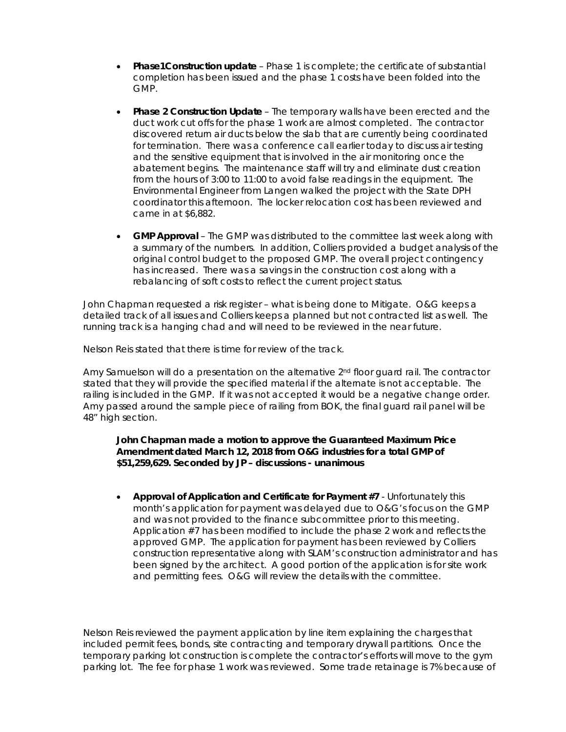- **Phase1Construction update** – Phase 1 is complete; the certificate of substantial completion has been issued and the phase 1 costs have been folded into the GMP.

- **Phase 2 Construction Update** – The temporary walls have been erected and the duct work cut offs for the phase 1 work are almost completed. The contractor discovered return air ducts below the slab that are currently being coordinated for termination. There was a conference call earlier today to discuss air testing and the sensitive equipment that is involved in the air monitoring once the abatement begins. The maintenance staff will try and eliminate dust creation from the hours of 3:00 to 11:00 to avoid false readings in the equipment. The Environmental Engineer from Langen walked the project with the State DPH coordinator this afternoon. The locker relocation cost has been reviewed and came in at $6,882.

- **GMP Approval** – The GMP was distributed to the committee last week along with a summary of the numbers. In addition, Colliers provided a budget analysis of the original control budget to the proposed GMP. The overall project contingency has increased. There was a savings in the construction cost along with a rebalancing of soft costs to reflect the current project status.

John Chapman requested a risk register – what is being done to Mitigate. O&G keeps a detailed track of all issues and Colliers keeps a planned but not contracted list as well. The running track is a hanging chad and will need to be reviewed in the near future.

Nelson Reis stated that there is time for review of the track.

Amy Samuelson will do a presentation on the alternative 2nd floor guard rail. The contractor stated that they will provide the specified material if the alternate is not acceptable. The railing is included in the GMP. If it was not accepted it would be a negative change order. Amy passed around the sample piece of railing from BOK, the final guard rail panel will be 48" high section.

> **John Chapman made a motion to approve the Guaranteed Maximum Price Amendment dated March 12, 2018 from O&G industries for a total GMP of $51,259,629. Seconded by JP – discussions - unanimous**

- **Approval of Application and Certificate for Payment #7** - Unfortunately this month's application for payment was delayed due to O&G's focus on the GMP and was not provided to the finance subcommittee prior to this meeting. Application #7 has been modified to include the phase 2 work and reflects the approved GMP. The application for payment has been reviewed by Colliers construction representative along with SLAM's construction administrator and has been signed by the architect. A good portion of the application is for site work and permitting fees. O&G will review the details with the committee.

Nelson Reis reviewed the payment application by line item explaining the charges that included permit fees, bonds, site contracting and temporary drywall partitions. Once the temporary parking lot construction is complete the contractor's efforts will move to the gym parking lot. The fee for phase 1 work was reviewed. Some trade retainage is 7% because of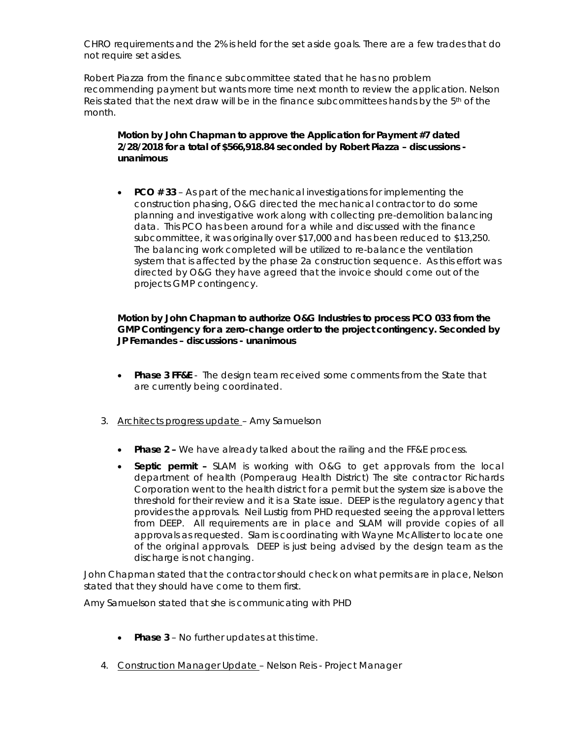CHRO requirements and the 2% is held for the set aside goals. There are a few trades that do not require set asides.

Robert Piazza from the finance subcommittee stated that he has no problem recommending payment but wants more time next month to review the application. Nelson Reis stated that the next draw will be in the finance subcommittees hands by the 5th of the month.

> **Motion by John Chapman to approve the Application for Payment #7 dated 2/28/2018 for a total of $566,918.84 seconded by Robert Piazza – discussions - unanimous**

- **PCO # 33** – As part of the mechanical investigations for implementing the construction phasing, O&G directed the mechanical contractor to do some planning and investigative work along with collecting pre-demolition balancing data. This PCO has been around for a while and discussed with the finance subcommittee, it was originally over $17,000 and has been reduced to $13,250. The balancing work completed will be utilized to re-balance the ventilation system that is affected by the phase 2a construction sequence. As this effort was directed by O&G they have agreed that the invoice should come out of the projects GMP contingency.

> **Motion by John Chapman to authorize O&G Industries to process PCO 033 from the GMP Contingency for a zero-change order to the project contingency. Seconded by JP Fernandes – discussions - unanimous**

- **Phase 3 FF&E** - The design team received some comments from the State that are currently being coordinated.

3. Architects progress update – Amy Samuelson

   - **Phase 2 –** We have already talked about the railing and the FF&E process.
   - **Septic permit –** SLAM is working with O&G to get approvals from the local department of health (Pomperaug Health District) The site contractor Richards Corporation went to the health district for a permit but the system size is above the threshold for their review and it is a State issue. DEEP is the regulatory agency that provides the approvals. Neil Lustig from PHD requested seeing the approval letters from DEEP. All requirements are in place and SLAM will provide copies of all approvals as requested. Slam is coordinating with Wayne McAllister to locate one of the original approvals. DEEP is just being advised by the design team as the discharge is not changing.

John Chapman stated that the contractor should check on what permits are in place, Nelson stated that they should have come to them first.

Amy Samuelson stated that she is communicating with PHD

   - **Phase 3** – No further updates at this time.

4. Construction Manager Update – Nelson Reis - Project Manager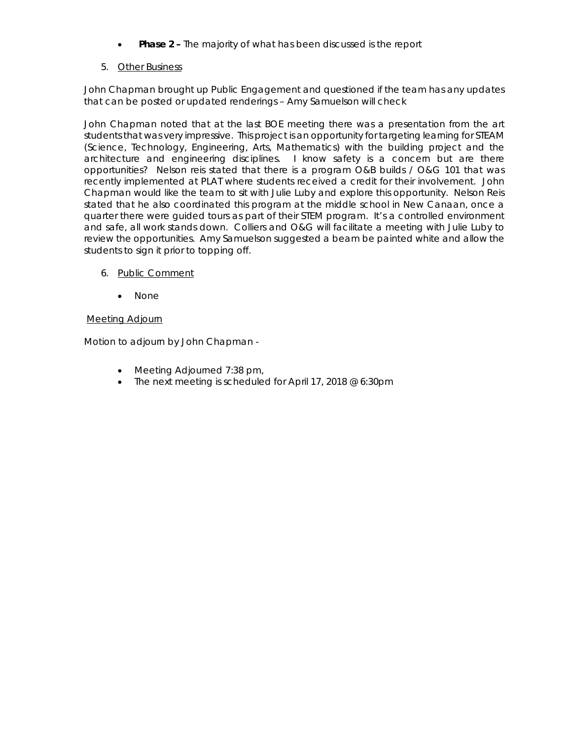- **Phase 2 –** The majority of what has been discussed is the report

5. Other Business

John Chapman brought up Public Engagement and questioned if the team has any updates that can be posted or updated renderings – Amy Samuelson will check

John Chapman noted that at the last BOE meeting there was a presentation from the art students that was very impressive. This project is an opportunity for targeting learning for STEAM (Science, Technology, Engineering, Arts, Mathematics) with the building project and the architecture and engineering disciplines. I know safety is a concern but are there opportunities? Nelson reis stated that there is a program O&B builds / O&G 101 that was recently implemented at PLAT where students received a credit for their involvement. John Chapman would like the team to sit with Julie Luby and explore this opportunity. Nelson Reis stated that he also coordinated this program at the middle school in New Canaan, once a quarter there were guided tours as part of their STEM program. It's a controlled environment and safe, all work stands down. Colliers and O&G will facilitate a meeting with Julie Luby to review the opportunities. Amy Samuelson suggested a beam be painted white and allow the students to sign it prior to topping off.

6. Public Comment

   - None

Meeting Adjourn

Motion to adjourn by John Chapman -

- Meeting Adjourned 7:38 pm,
- The next meeting is scheduled for April 17, 2018 @ 6:30pm